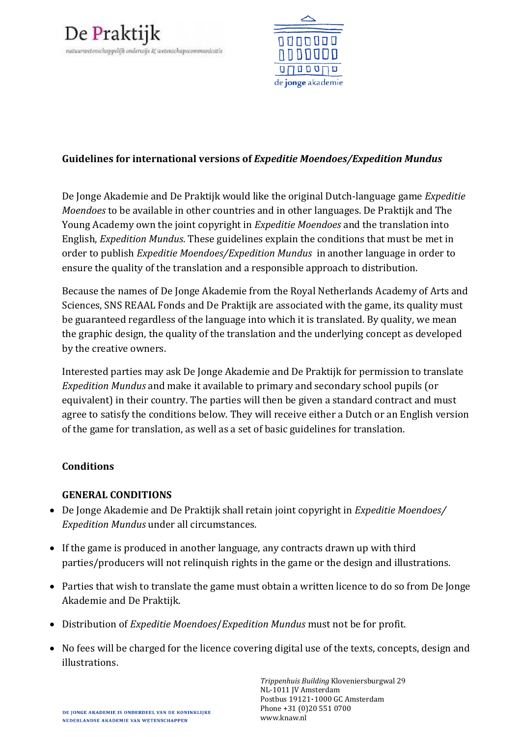**Guidelines for international versions of *Expeditie Moendoes/Expedition Mundus***

De Jonge Akademie and De Praktijk would like the original Dutch-language game *Expeditie Moendoes* to be available in other countries and in other languages. De Praktijk and The Young Academy own the joint copyright in *Expeditie Moendoes* and the translation into English, *Expedition Mundus*. These guidelines explain the conditions that must be met in order to publish *Expeditie Moendoes/Expedition Mundus* in another language in order to ensure the quality of the translation and a responsible approach to distribution.

Because the names of De Jonge Akademie from the Royal Netherlands Academy of Arts and Sciences, SNS REAAL Fonds and De Praktijk are associated with the game, its quality must be guaranteed regardless of the language into which it is translated. By quality, we mean the graphic design, the quality of the translation and the underlying concept as developed by the creative owners.

Interested parties may ask De Jonge Akademie and De Praktijk for permission to translate *Expedition Mundus* and make it available to primary and secondary school pupils (or equivalent) in their country. The parties will then be given a standard contract and must agree to satisfy the conditions below. They will receive either a Dutch or an English version of the game for translation, as well as a set of basic guidelines for translation.

**Conditions**

**GENERAL CONDITIONS**

- De Jonge Akademie and De Praktijk shall retain joint copyright in *Expeditie Moendoes/ Expedition Mundus* under all circumstances.
- If the game is produced in another language, any contracts drawn up with third parties/producers will not relinquish rights in the game or the design and illustrations.
- Parties that wish to translate the game must obtain a written licence to do so from De Jonge Akademie and De Praktijk.
- Distribution of *Expeditie Moendoes*/*Expedition Mundus* must not be for profit.
- No fees will be charged for the licence covering digital use of the texts, concepts, design and illustrations.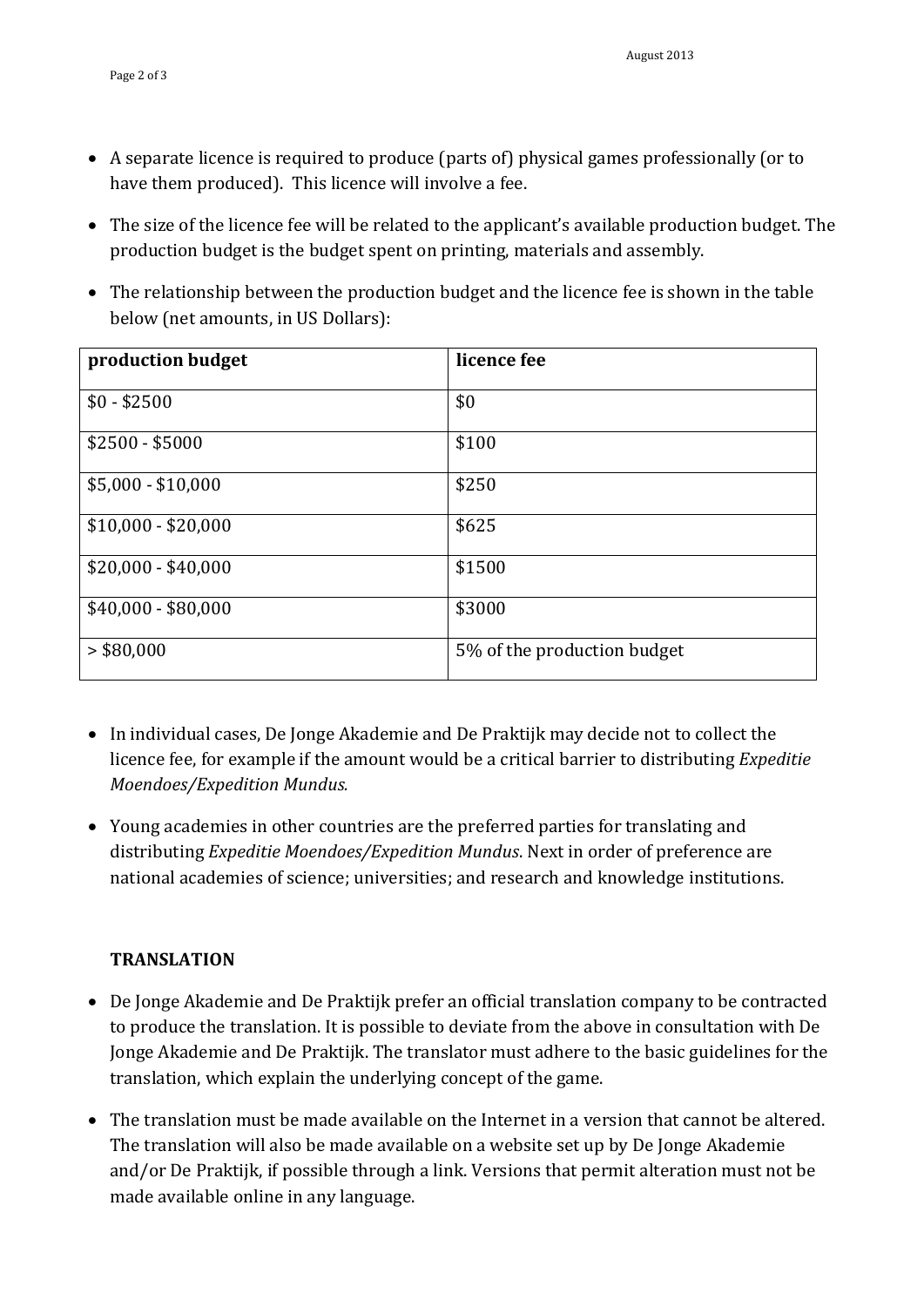- A separate licence is required to produce (parts of) physical games professionally (or to have them produced). This licence will involve a fee.
- The size of the licence fee will be related to the applicant's available production budget. The production budget is the budget spent on printing, materials and assembly.
- The relationship between the production budget and the licence fee is shown in the table below (net amounts, in US Dollars):

| **production budget** | **licence fee** |
|---|---|
| $0 - $2500 | $0 |
| $2500 - $5000 | $100 |
| $5,000 - $10,000 | $250 |
| $10,000 - $20,000 | $625 |
| $20,000 - $40,000 | $1500 |
| $40,000 - $80,000 | $3000 |
| > $80,000 | 5% of the production budget |

- In individual cases, De Jonge Akademie and De Praktijk may decide not to collect the licence fee, for example if the amount would be a critical barrier to distributing *Expeditie Moendoes/Expedition Mundus*.
- Young academies in other countries are the preferred parties for translating and distributing *Expeditie Moendoes/Expedition Mundus*. Next in order of preference are national academies of science; universities; and research and knowledge institutions.

**TRANSLATION**

- De Jonge Akademie and De Praktijk prefer an official translation company to be contracted to produce the translation. It is possible to deviate from the above in consultation with De Jonge Akademie and De Praktijk. The translator must adhere to the basic guidelines for the translation, which explain the underlying concept of the game.
- The translation must be made available on the Internet in a version that cannot be altered. The translation will also be made available on a website set up by De Jonge Akademie and/or De Praktijk, if possible through a link. Versions that permit alteration must not be made available online in any language.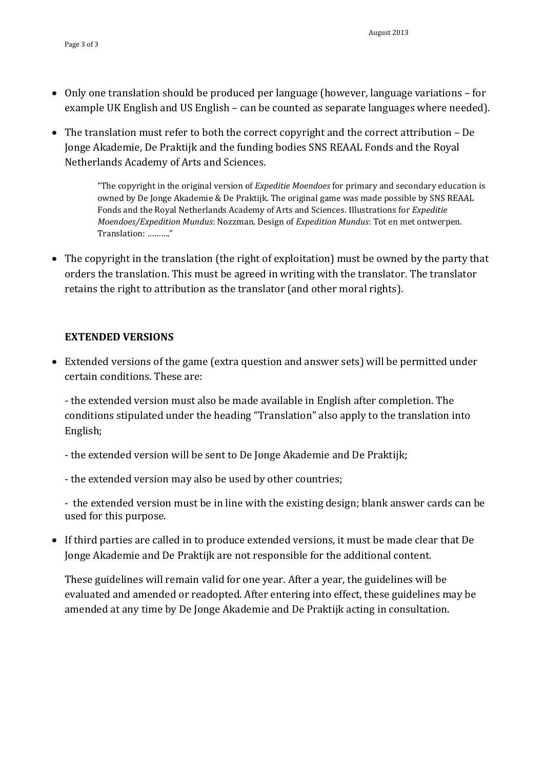- Only one translation should be produced per language (however, language variations – for example UK English and US English – can be counted as separate languages where needed).
- The translation must refer to both the correct copyright and the correct attribution – De Jonge Akademie, De Praktijk and the funding bodies SNS REAAL Fonds and the Royal Netherlands Academy of Arts and Sciences.

> "The copyright in the original version of *Expeditie Moendoes* for primary and secondary education is owned by De Jonge Akademie & De Praktijk. The original game was made possible by SNS REAAL Fonds and the Royal Netherlands Academy of Arts and Sciences. Illustrations for *Expeditie Moendoes/Expedition Mundus*: Nozzman. Design of *Expedition Mundus*: Tot en met ontwerpen. Translation: ………"

- The copyright in the translation (the right of exploitation) must be owned by the party that orders the translation. This must be agreed in writing with the translator. The translator retains the right to attribution as the translator (and other moral rights).

**EXTENDED VERSIONS**

- Extended versions of the game (extra question and answer sets) will be permitted under certain conditions. These are:

  - the extended version must also be made available in English after completion. The conditions stipulated under the heading "Translation" also apply to the translation into English;

  - the extended version will be sent to De Jonge Akademie and De Praktijk;

  - the extended version may also be used by other countries;

  - the extended version must be in line with the existing design; blank answer cards can be used for this purpose.

- If third parties are called in to produce extended versions, it must be made clear that De Jonge Akademie and De Praktijk are not responsible for the additional content.

These guidelines will remain valid for one year. After a year, the guidelines will be evaluated and amended or readopted. After entering into effect, these guidelines may be amended at any time by De Jonge Akademie and De Praktijk acting in consultation.